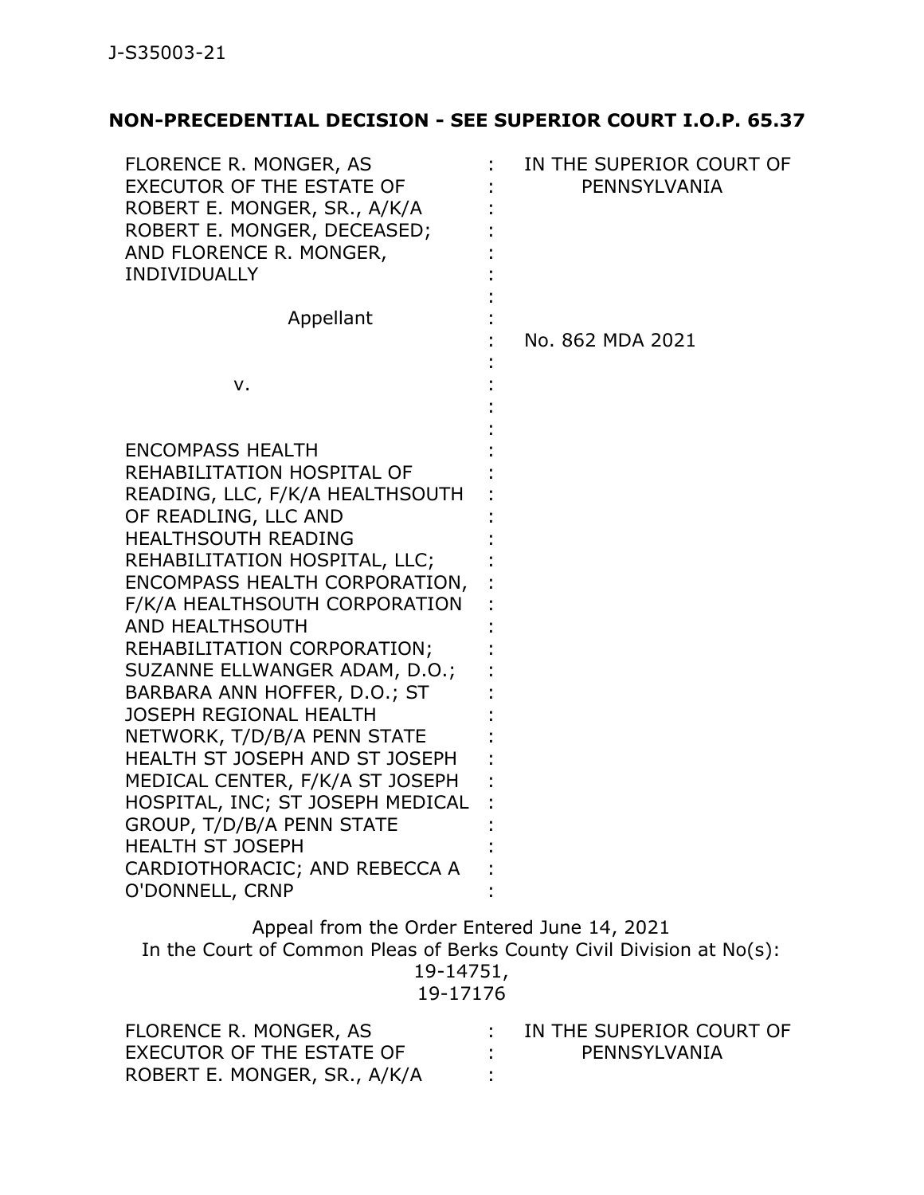J-S35003-21

**NON-PRECEDENTIAL DECISION - SEE SUPERIOR COURT I.O.P. 65.37**

| | | |
|---|---|---|
| FLORENCE R. MONGER, AS EXECUTOR OF THE ESTATE OF ROBERT E. MONGER, SR., A/K/A ROBERT E. MONGER, DECEASED; AND FLORENCE R. MONGER, INDIVIDUALLY | : | IN THE SUPERIOR COURT OF PENNSYLVANIA |
| Appellant | : | No. 862 MDA 2021 |
| v. | : | |
| ENCOMPASS HEALTH REHABILITATION HOSPITAL OF READING, LLC, F/K/A HEALTHSOUTH OF READLING, LLC AND HEALTHSOUTH READING REHABILITATION HOSPITAL, LLC; ENCOMPASS HEALTH CORPORATION, F/K/A HEALTHSOUTH CORPORATION AND HEALTHSOUTH REHABILITATION CORPORATION; SUZANNE ELLWANGER ADAM, D.O.; BARBARA ANN HOFFER, D.O.; ST JOSEPH REGIONAL HEALTH NETWORK, T/D/B/A PENN STATE HEALTH ST JOSEPH AND ST JOSEPH MEDICAL CENTER, F/K/A ST JOSEPH HOSPITAL, INC; ST JOSEPH MEDICAL GROUP, T/D/B/A PENN STATE HEALTH ST JOSEPH CARDIOTHORACIC; AND REBECCA A O'DONNELL, CRNP | : | |

Appeal from the Order Entered June 14, 2021
In the Court of Common Pleas of Berks County Civil Division at No(s):
19-14751,
19-17176

| | | |
|---|---|---|
| FLORENCE R. MONGER, AS EXECUTOR OF THE ESTATE OF ROBERT E. MONGER, SR., A/K/A | : | IN THE SUPERIOR COURT OF PENNSYLVANIA |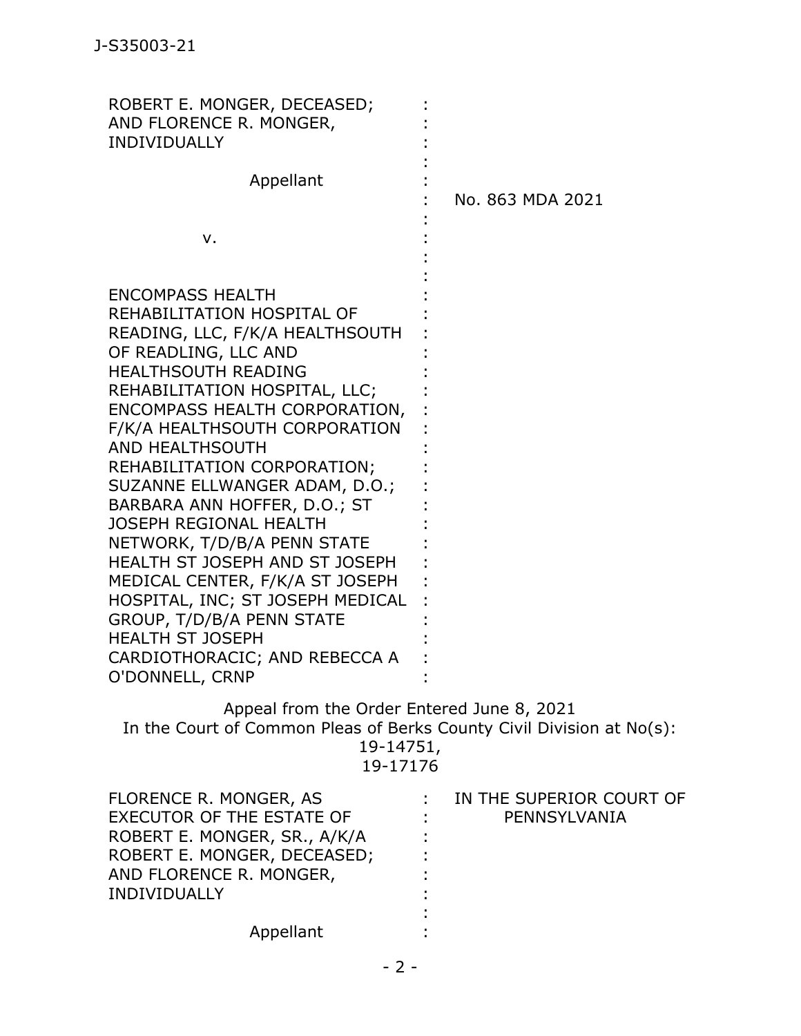ROBERT E. MONGER, DECEASED; AND FLORENCE R. MONGER, INDIVIDUALLY

Appellant

v.

ENCOMPASS HEALTH REHABILITATION HOSPITAL OF READING, LLC, F/K/A HEALTHSOUTH OF READLING, LLC AND HEALTHSOUTH READING REHABILITATION HOSPITAL, LLC; ENCOMPASS HEALTH CORPORATION, F/K/A HEALTHSOUTH CORPORATION AND HEALTHSOUTH REHABILITATION CORPORATION; SUZANNE ELLWANGER ADAM, D.O.; BARBARA ANN HOFFER, D.O.; ST JOSEPH REGIONAL HEALTH NETWORK, T/D/B/A PENN STATE HEALTH ST JOSEPH AND ST JOSEPH MEDICAL CENTER, F/K/A ST JOSEPH HOSPITAL, INC; ST JOSEPH MEDICAL GROUP, T/D/B/A PENN STATE HEALTH ST JOSEPH CARDIOTHORACIC; AND REBECCA A O'DONNELL, CRNP

No. 863 MDA 2021

Appeal from the Order Entered June 8, 2021
In the Court of Common Pleas of Berks County Civil Division at No(s): 19-14751, 19-17176

FLORENCE R. MONGER, AS EXECUTOR OF THE ESTATE OF ROBERT E. MONGER, SR., A/K/A ROBERT E. MONGER, DECEASED; AND FLORENCE R. MONGER, INDIVIDUALLY

Appellant

IN THE SUPERIOR COURT OF PENNSYLVANIA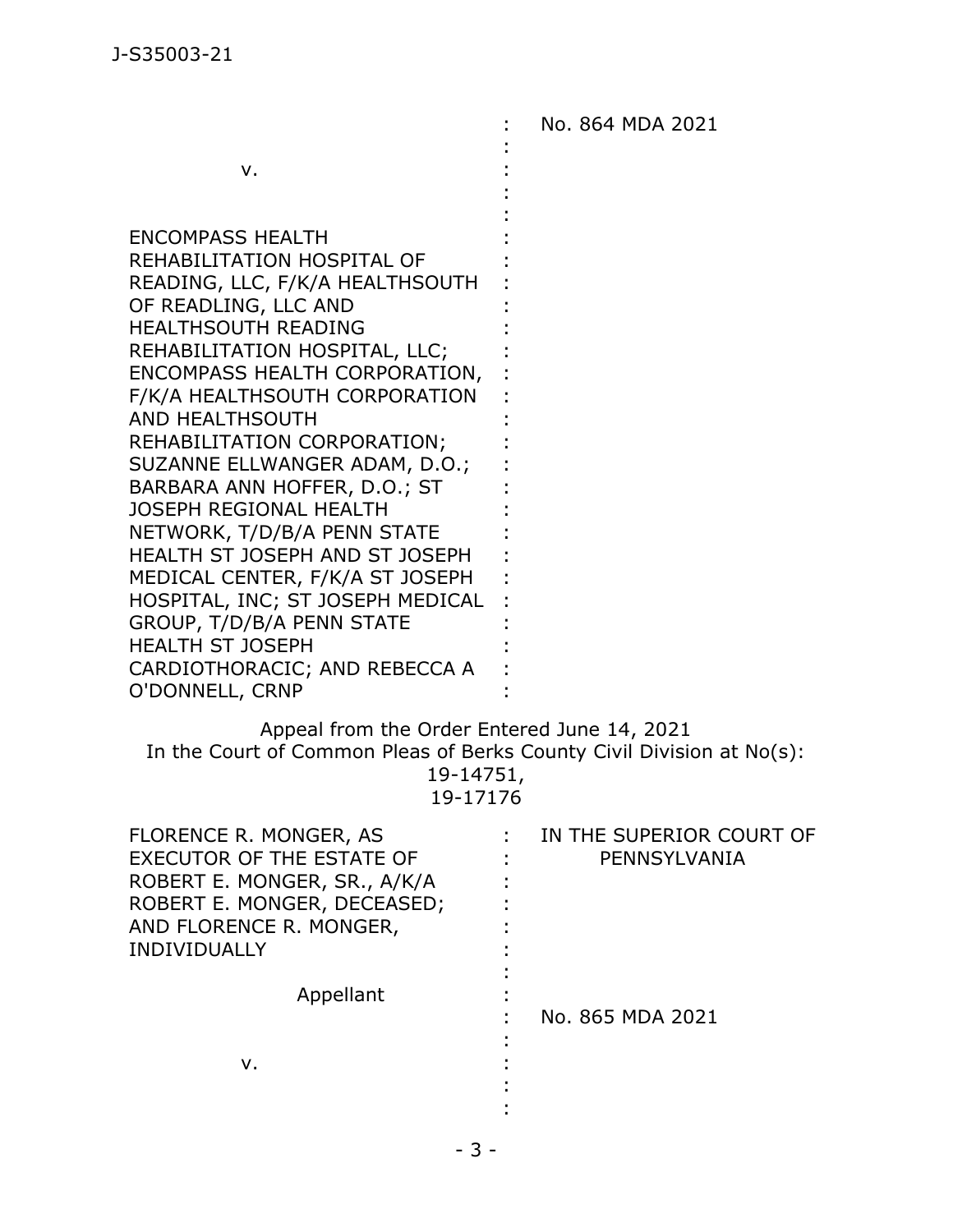: No. 864 MDA 2021

v.

ENCOMPASS HEALTH REHABILITATION HOSPITAL OF READING, LLC, F/K/A HEALTHSOUTH OF READLING, LLC AND HEALTHSOUTH READING REHABILITATION HOSPITAL, LLC; ENCOMPASS HEALTH CORPORATION, F/K/A HEALTHSOUTH CORPORATION AND HEALTHSOUTH REHABILITATION CORPORATION; SUZANNE ELLWANGER ADAM, D.O.; BARBARA ANN HOFFER, D.O.; ST JOSEPH REGIONAL HEALTH NETWORK, T/D/B/A PENN STATE HEALTH ST JOSEPH AND ST JOSEPH MEDICAL CENTER, F/K/A ST JOSEPH HOSPITAL, INC; ST JOSEPH MEDICAL GROUP, T/D/B/A PENN STATE HEALTH ST JOSEPH CARDIOTHORACIC; AND REBECCA A O'DONNELL, CRNP

Appeal from the Order Entered June 14, 2021
In the Court of Common Pleas of Berks County Civil Division at No(s): 19-14751, 19-17176

FLORENCE R. MONGER, AS EXECUTOR OF THE ESTATE OF ROBERT E. MONGER, SR., A/K/A ROBERT E. MONGER, DECEASED; AND FLORENCE R. MONGER, INDIVIDUALLY

Appellant

: IN THE SUPERIOR COURT OF PENNSYLVANIA

: No. 865 MDA 2021

v.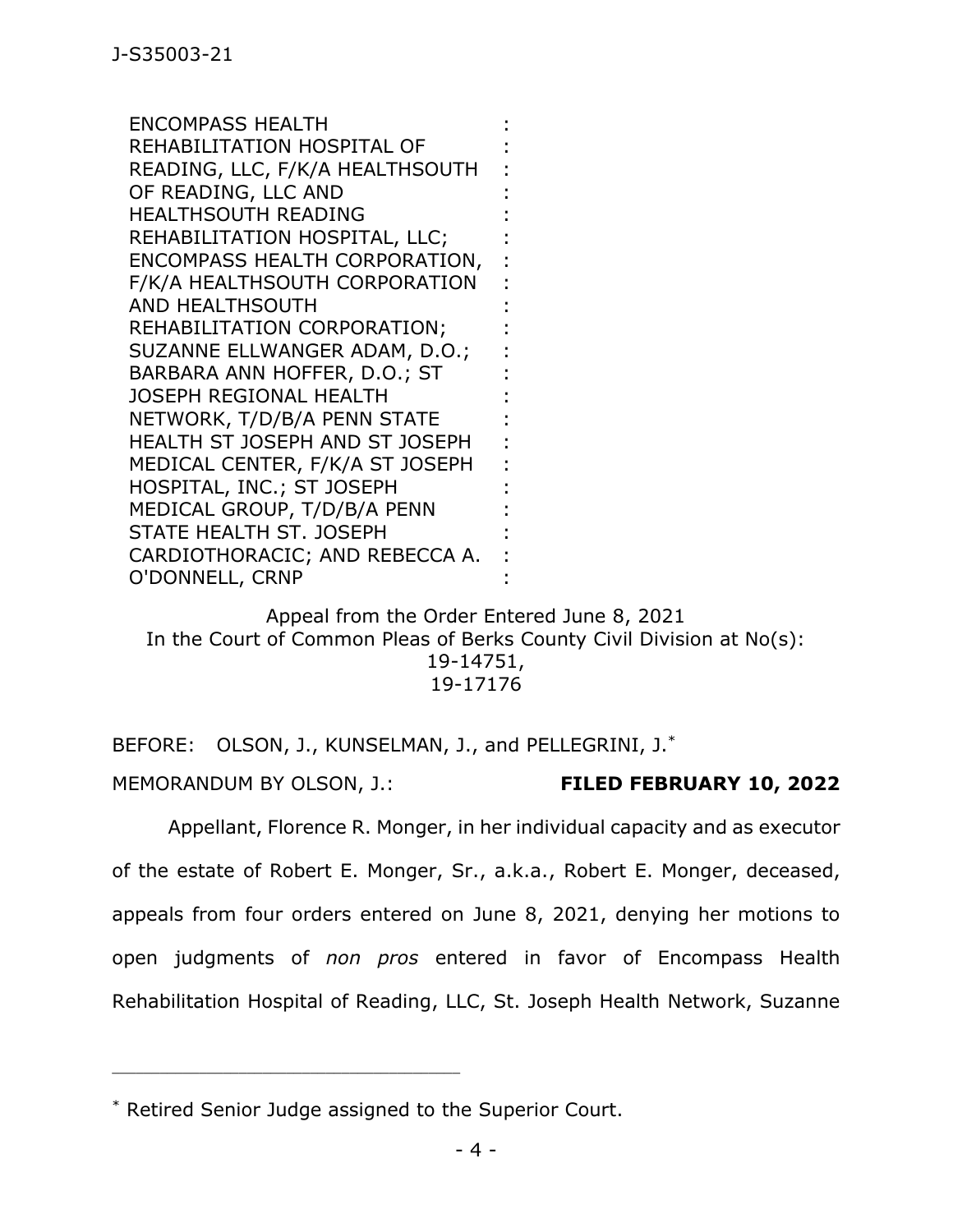ENCOMPASS HEALTH REHABILITATION HOSPITAL OF READING, LLC, F/K/A HEALTHSOUTH OF READING, LLC AND HEALTHSOUTH READING REHABILITATION HOSPITAL, LLC; ENCOMPASS HEALTH CORPORATION, F/K/A HEALTHSOUTH CORPORATION AND HEALTHSOUTH REHABILITATION CORPORATION; SUZANNE ELLWANGER ADAM, D.O.; BARBARA ANN HOFFER, D.O.; ST JOSEPH REGIONAL HEALTH NETWORK, T/D/B/A PENN STATE HEALTH ST JOSEPH AND ST JOSEPH MEDICAL CENTER, F/K/A ST JOSEPH HOSPITAL, INC.; ST JOSEPH MEDICAL GROUP, T/D/B/A PENN STATE HEALTH ST. JOSEPH CARDIOTHORACIC; AND REBECCA A. O'DONNELL, CRNP

Appeal from the Order Entered June 8, 2021
In the Court of Common Pleas of Berks County Civil Division at No(s): 19-14751, 19-17176

BEFORE: OLSON, J., KUNSELMAN, J., and PELLEGRINI, J.*

MEMORANDUM BY OLSON, J.: **FILED FEBRUARY 10, 2022**

Appellant, Florence R. Monger, in her individual capacity and as executor of the estate of Robert E. Monger, Sr., a.k.a., Robert E. Monger, deceased, appeals from four orders entered on June 8, 2021, denying her motions to open judgments of *non pros* entered in favor of Encompass Health Rehabilitation Hospital of Reading, LLC, St. Joseph Health Network, Suzanne

---

\* Retired Senior Judge assigned to the Superior Court.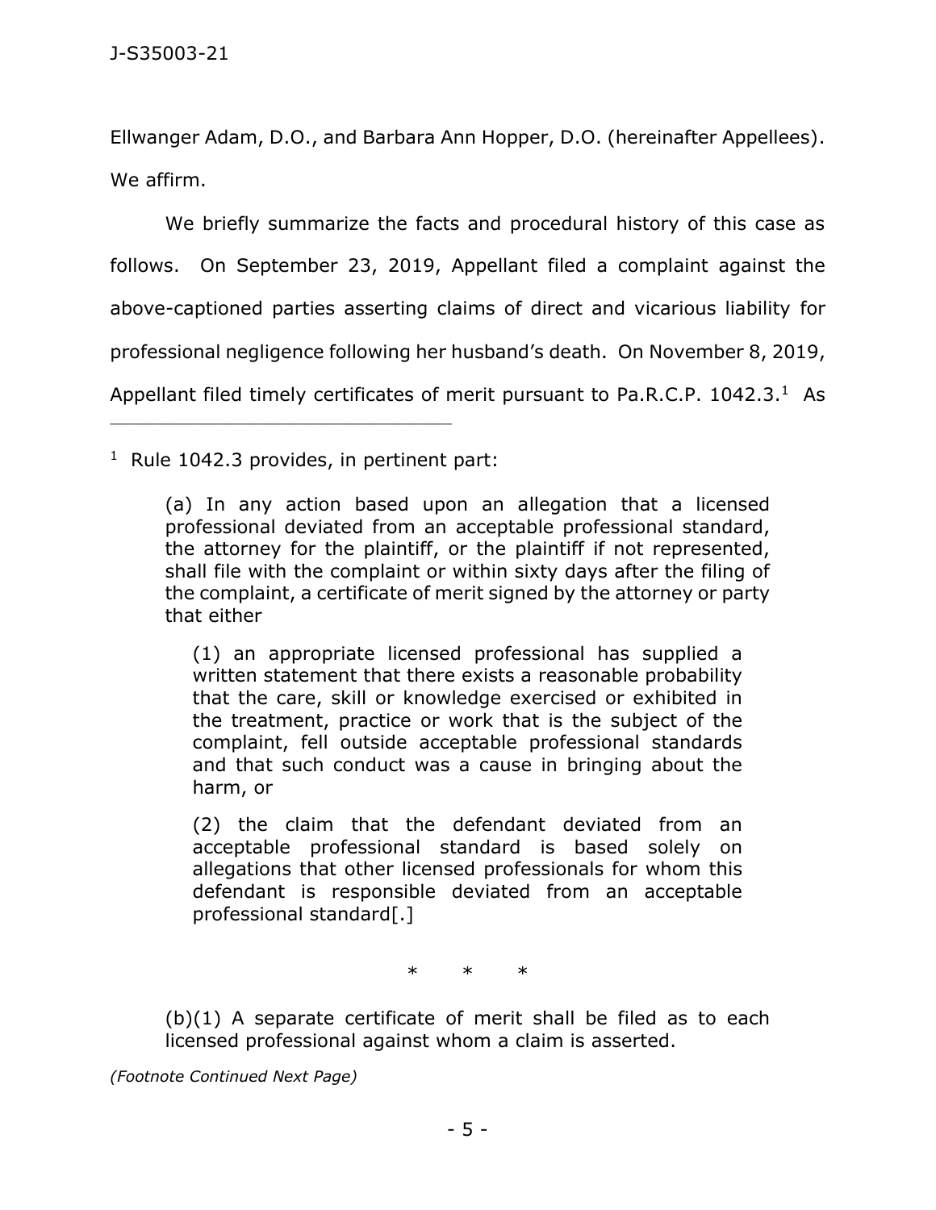Ellwanger Adam, D.O., and Barbara Ann Hopper, D.O. (hereinafter Appellees). We affirm.

We briefly summarize the facts and procedural history of this case as follows. On September 23, 2019, Appellant filed a complaint against the above-captioned parties asserting claims of direct and vicarious liability for professional negligence following her husband's death. On November 8, 2019, Appellant filed timely certificates of merit pursuant to Pa.R.C.P. 1042.3.[1] As

---

[1] Rule 1042.3 provides, in pertinent part:

> (a) In any action based upon an allegation that a licensed professional deviated from an acceptable professional standard, the attorney for the plaintiff, or the plaintiff if not represented, shall file with the complaint or within sixty days after the filing of the complaint, a certificate of merit signed by the attorney or party that either
>
> > (1) an appropriate licensed professional has supplied a written statement that there exists a reasonable probability that the care, skill or knowledge exercised or exhibited in the treatment, practice or work that is the subject of the complaint, fell outside acceptable professional standards and that such conduct was a cause in bringing about the harm, or
> >
> > (2) the claim that the defendant deviated from an acceptable professional standard is based solely on allegations that other licensed professionals for whom this defendant is responsible deviated from an acceptable professional standard[.]
>
> \* \* \*
>
> (b)(1) A separate certificate of merit shall be filed as to each licensed professional against whom a claim is asserted.

*(Footnote Continued Next Page)*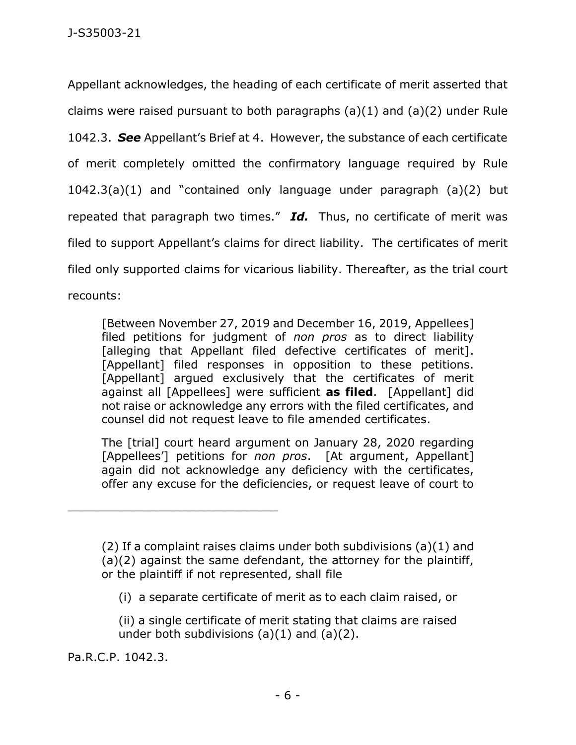Appellant acknowledges, the heading of each certificate of merit asserted that claims were raised pursuant to both paragraphs (a)(1) and (a)(2) under Rule 1042.3. ***See*** Appellant's Brief at 4. However, the substance of each certificate of merit completely omitted the confirmatory language required by Rule 1042.3(a)(1) and "contained only language under paragraph (a)(2) but repeated that paragraph two times." ***Id.*** Thus, no certificate of merit was filed to support Appellant's claims for direct liability. The certificates of merit filed only supported claims for vicarious liability. Thereafter, as the trial court recounts:

> [Between November 27, 2019 and December 16, 2019, Appellees] filed petitions for judgment of *non pros* as to direct liability [alleging that Appellant filed defective certificates of merit]. [Appellant] filed responses in opposition to these petitions. [Appellant] argued exclusively that the certificates of merit against all [Appellees] were sufficient **as filed**. [Appellant] did not raise or acknowledge any errors with the filed certificates, and counsel did not request leave to file amended certificates.
>
> The [trial] court heard argument on January 28, 2020 regarding [Appellees'] petitions for *non pros*. [At argument, Appellant] again did not acknowledge any deficiency with the certificates, offer any excuse for the deficiencies, or request leave of court to

---

> (2) If a complaint raises claims under both subdivisions (a)(1) and (a)(2) against the same defendant, the attorney for the plaintiff, or the plaintiff if not represented, shall file
>
> (i) a separate certificate of merit as to each claim raised, or
>
> (ii) a single certificate of merit stating that claims are raised under both subdivisions (a)(1) and (a)(2).

Pa.R.C.P. 1042.3.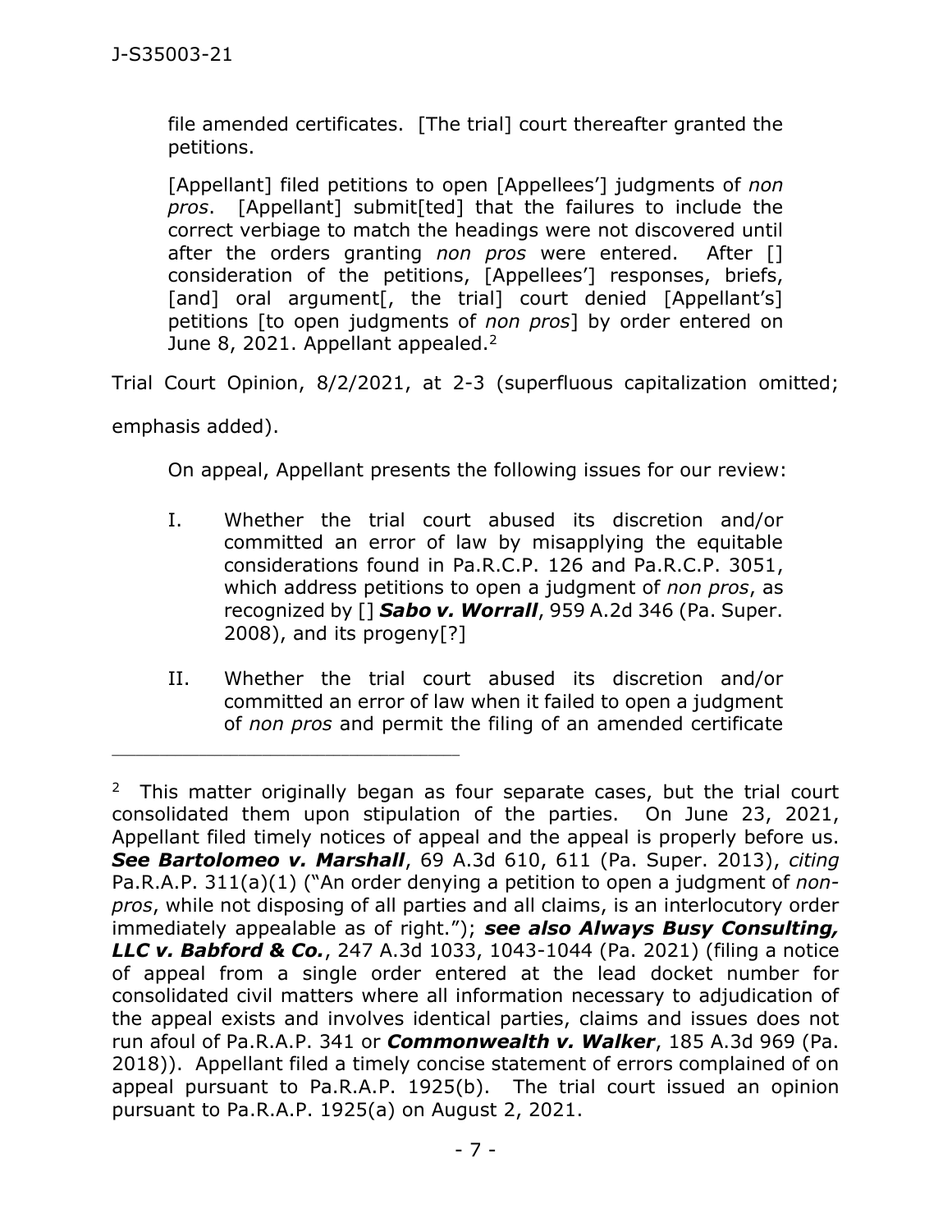> file amended certificates. [The trial] court thereafter granted the petitions.
>
> [Appellant] filed petitions to open [Appellees'] judgments of *non pros*. [Appellant] submit[ted] that the failures to include the correct verbiage to match the headings were not discovered until after the orders granting *non pros* were entered. After [] consideration of the petitions, [Appellees'] responses, briefs, [and] oral argument[, the trial] court denied [Appellant's] petitions [to open judgments of *non pros*] by order entered on June 8, 2021. Appellant appealed.[2]

Trial Court Opinion, 8/2/2021, at 2-3 (superfluous capitalization omitted; emphasis added).

On appeal, Appellant presents the following issues for our review:

> I. Whether the trial court abused its discretion and/or committed an error of law by misapplying the equitable considerations found in Pa.R.C.P. 126 and Pa.R.C.P. 3051, which address petitions to open a judgment of *non pros*, as recognized by [] ***Sabo v. Worrall***, 959 A.2d 346 (Pa. Super. 2008), and its progeny[?]
>
> II. Whether the trial court abused its discretion and/or committed an error of law when it failed to open a judgment of *non pros* and permit the filing of an amended certificate

---

[2] This matter originally began as four separate cases, but the trial court consolidated them upon stipulation of the parties. On June 23, 2021, Appellant filed timely notices of appeal and the appeal is properly before us. ***See Bartolomeo v. Marshall***, 69 A.3d 610, 611 (Pa. Super. 2013), *citing* Pa.R.A.P. 311(a)(1) ("An order denying a petition to open a judgment of *non-pros*, while not disposing of all parties and all claims, is an interlocutory order immediately appealable as of right."); ***see also Always Busy Consulting, LLC v. Babford & Co.***, 247 A.3d 1033, 1043-1044 (Pa. 2021) (filing a notice of appeal from a single order entered at the lead docket number for consolidated civil matters where all information necessary to adjudication of the appeal exists and involves identical parties, claims and issues does not run afoul of Pa.R.A.P. 341 or ***Commonwealth v. Walker***, 185 A.3d 969 (Pa. 2018)). Appellant filed a timely concise statement of errors complained of on appeal pursuant to Pa.R.A.P. 1925(b). The trial court issued an opinion pursuant to Pa.R.A.P. 1925(a) on August 2, 2021.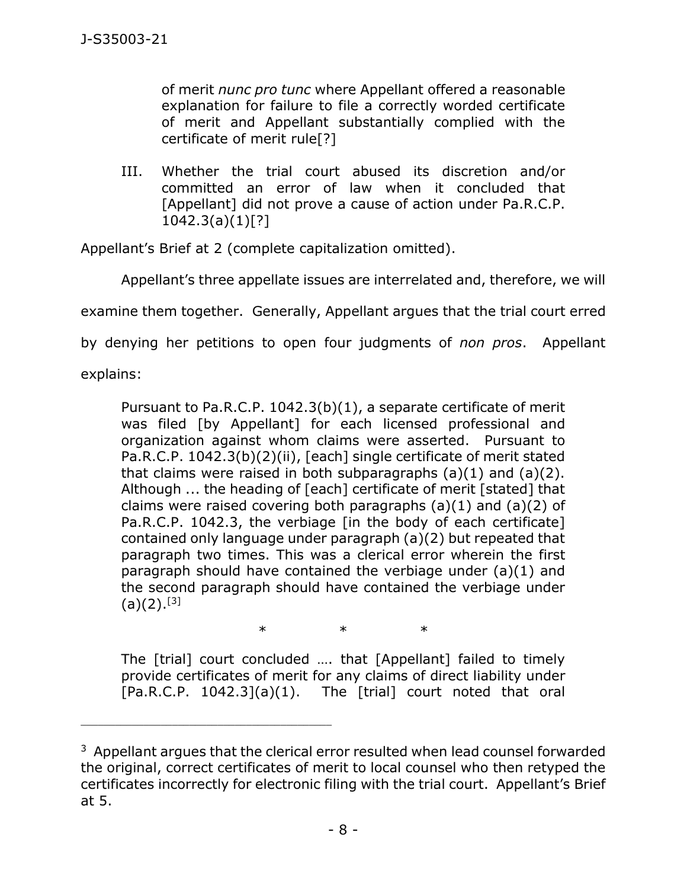> of merit *nunc pro tunc* where Appellant offered a reasonable explanation for failure to file a correctly worded certificate of merit and Appellant substantially complied with the certificate of merit rule[?]
>
> III. Whether the trial court abused its discretion and/or committed an error of law when it concluded that [Appellant] did not prove a cause of action under Pa.R.C.P. 1042.3(a)(1)[?]

Appellant's Brief at 2 (complete capitalization omitted).

Appellant's three appellate issues are interrelated and, therefore, we will examine them together. Generally, Appellant argues that the trial court erred by denying her petitions to open four judgments of *non pros*. Appellant explains:

> Pursuant to Pa.R.C.P. 1042.3(b)(1), a separate certificate of merit was filed [by Appellant] for each licensed professional and organization against whom claims were asserted. Pursuant to Pa.R.C.P. 1042.3(b)(2)(ii), [each] single certificate of merit stated that claims were raised in both subparagraphs (a)(1) and (a)(2). Although ... the heading of [each] certificate of merit [stated] that claims were raised covering both paragraphs (a)(1) and (a)(2) of Pa.R.C.P. 1042.3, the verbiage [in the body of each certificate] contained only language under paragraph (a)(2) but repeated that paragraph two times. This was a clerical error wherein the first paragraph should have contained the verbiage under (a)(1) and the second paragraph should have contained the verbiage under (a)(2).[3]
>
> \*   \*   \*
>
> The [trial] court concluded …. that [Appellant] failed to timely provide certificates of merit for any claims of direct liability under [Pa.R.C.P. 1042.3](a)(1). The [trial] court noted that oral

---

[3] Appellant argues that the clerical error resulted when lead counsel forwarded the original, correct certificates of merit to local counsel who then retyped the certificates incorrectly for electronic filing with the trial court. Appellant's Brief at 5.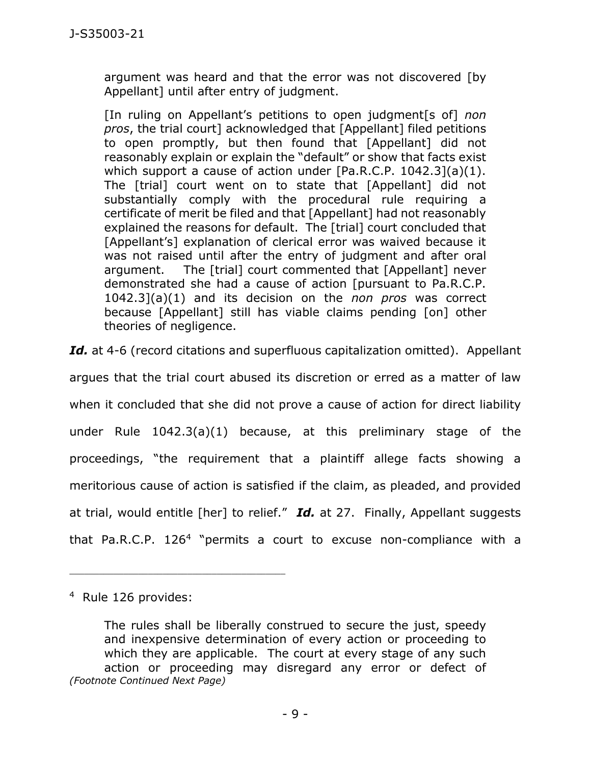> argument was heard and that the error was not discovered [by Appellant] until after entry of judgment.
>
> [In ruling on Appellant's petitions to open judgment[s of] *non pros*, the trial court] acknowledged that [Appellant] filed petitions to open promptly, but then found that [Appellant] did not reasonably explain or explain the "default" or show that facts exist which support a cause of action under [Pa.R.C.P. 1042.3](a)(1). The [trial] court went on to state that [Appellant] did not substantially comply with the procedural rule requiring a certificate of merit be filed and that [Appellant] had not reasonably explained the reasons for default. The [trial] court concluded that [Appellant's] explanation of clerical error was waived because it was not raised until after the entry of judgment and after oral argument. The [trial] court commented that [Appellant] never demonstrated she had a cause of action [pursuant to Pa.R.C.P. 1042.3](a)(1) and its decision on the *non pros* was correct because [Appellant] still has viable claims pending [on] other theories of negligence.

***Id.*** at 4-6 (record citations and superfluous capitalization omitted). Appellant argues that the trial court abused its discretion or erred as a matter of law when it concluded that she did not prove a cause of action for direct liability under Rule 1042.3(a)(1) because, at this preliminary stage of the proceedings, "the requirement that a plaintiff allege facts showing a meritorious cause of action is satisfied if the claim, as pleaded, and provided at trial, would entitle [her] to relief." ***Id.*** at 27. Finally, Appellant suggests that Pa.R.C.P. 126[4] "permits a court to excuse non-compliance with a

---

[4] Rule 126 provides:

> The rules shall be liberally construed to secure the just, speedy and inexpensive determination of every action or proceeding to which they are applicable. The court at every stage of any such action or proceeding may disregard any error or defect of

*(Footnote Continued Next Page)*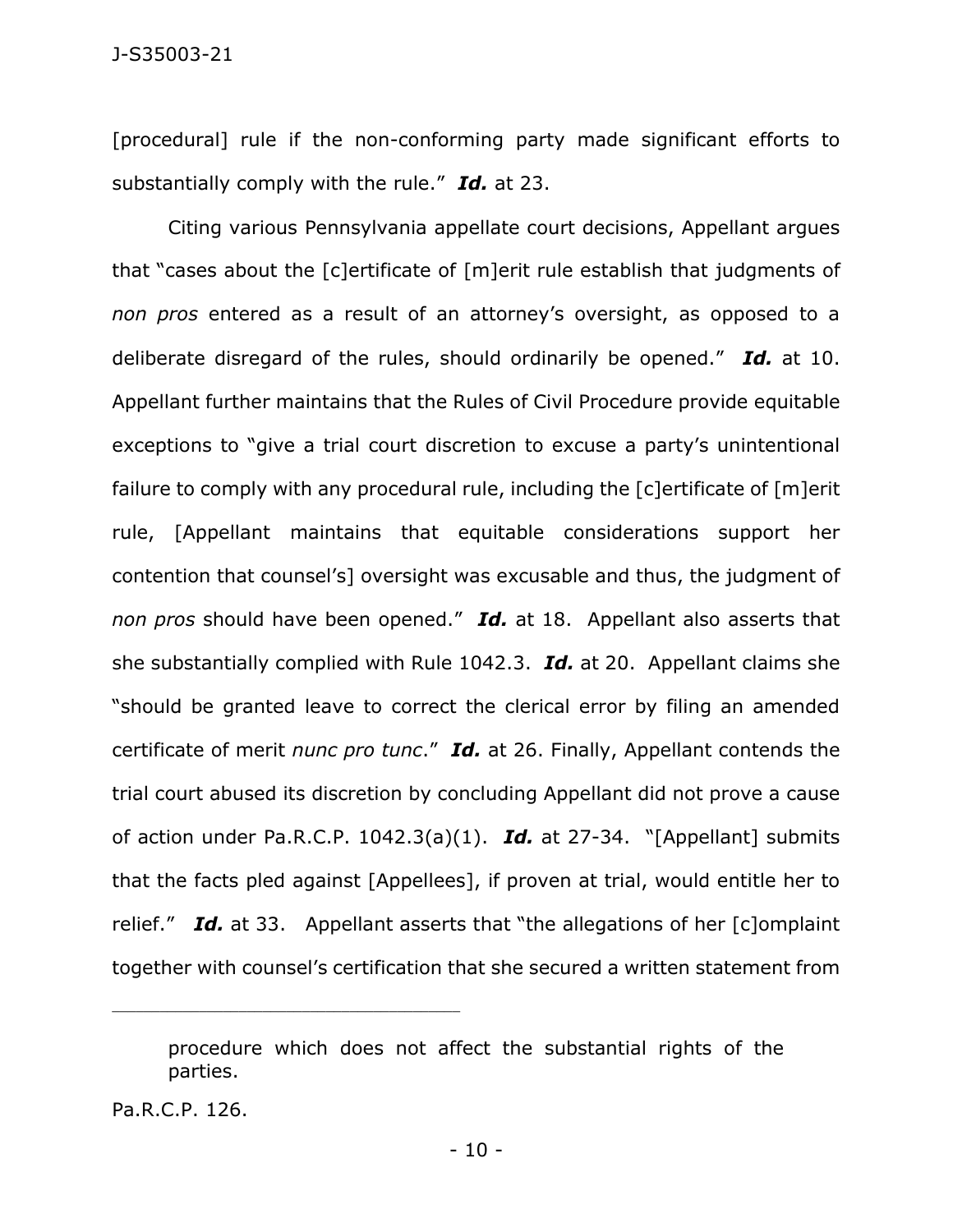[procedural] rule if the non-conforming party made significant efforts to substantially comply with the rule." ***Id.*** at 23.

Citing various Pennsylvania appellate court decisions, Appellant argues that "cases about the [c]ertificate of [m]erit rule establish that judgments of *non pros* entered as a result of an attorney's oversight, as opposed to a deliberate disregard of the rules, should ordinarily be opened." ***Id.*** at 10. Appellant further maintains that the Rules of Civil Procedure provide equitable exceptions to "give a trial court discretion to excuse a party's unintentional failure to comply with any procedural rule, including the [c]ertificate of [m]erit rule, [Appellant maintains that equitable considerations support her contention that counsel's] oversight was excusable and thus, the judgment of *non pros* should have been opened." ***Id.*** at 18. Appellant also asserts that she substantially complied with Rule 1042.3. ***Id.*** at 20. Appellant claims she "should be granted leave to correct the clerical error by filing an amended certificate of merit *nunc pro tunc*." ***Id.*** at 26. Finally, Appellant contends the trial court abused its discretion by concluding Appellant did not prove a cause of action under Pa.R.C.P. 1042.3(a)(1). ***Id.*** at 27-34. "[Appellant] submits that the facts pled against [Appellees], if proven at trial, would entitle her to relief." ***Id.*** at 33. Appellant asserts that "the allegations of her [c]omplaint together with counsel's certification that she secured a written statement from

---

procedure which does not affect the substantial rights of the parties.

Pa.R.C.P. 126.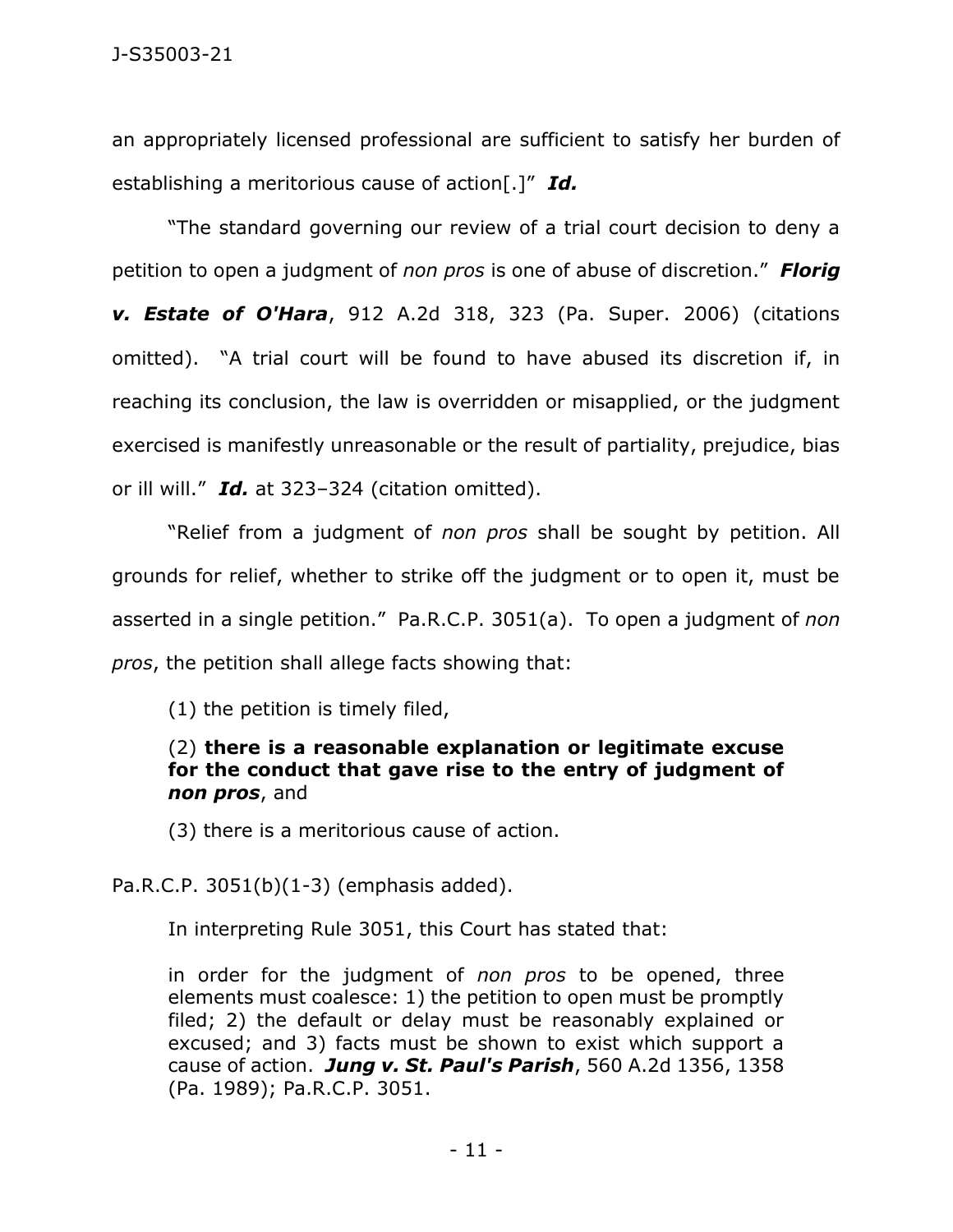an appropriately licensed professional are sufficient to satisfy her burden of establishing a meritorious cause of action[.]" ***Id.***

"The standard governing our review of a trial court decision to deny a petition to open a judgment of *non pros* is one of abuse of discretion." ***Florig v. Estate of O'Hara***, 912 A.2d 318, 323 (Pa. Super. 2006) (citations omitted). "A trial court will be found to have abused its discretion if, in reaching its conclusion, the law is overridden or misapplied, or the judgment exercised is manifestly unreasonable or the result of partiality, prejudice, bias or ill will." ***Id.*** at 323–324 (citation omitted).

"Relief from a judgment of *non pros* shall be sought by petition. All grounds for relief, whether to strike off the judgment or to open it, must be asserted in a single petition." Pa.R.C.P. 3051(a). To open a judgment of *non pros*, the petition shall allege facts showing that:

> (1) the petition is timely filed,
>
> (2) **there is a reasonable explanation or legitimate excuse for the conduct that gave rise to the entry of judgment of *non pros***, and
>
> (3) there is a meritorious cause of action.

Pa.R.C.P. 3051(b)(1-3) (emphasis added).

In interpreting Rule 3051, this Court has stated that:

> in order for the judgment of *non pros* to be opened, three elements must coalesce: 1) the petition to open must be promptly filed; 2) the default or delay must be reasonably explained or excused; and 3) facts must be shown to exist which support a cause of action. ***Jung v. St. Paul's Parish***, 560 A.2d 1356, 1358 (Pa. 1989); Pa.R.C.P. 3051.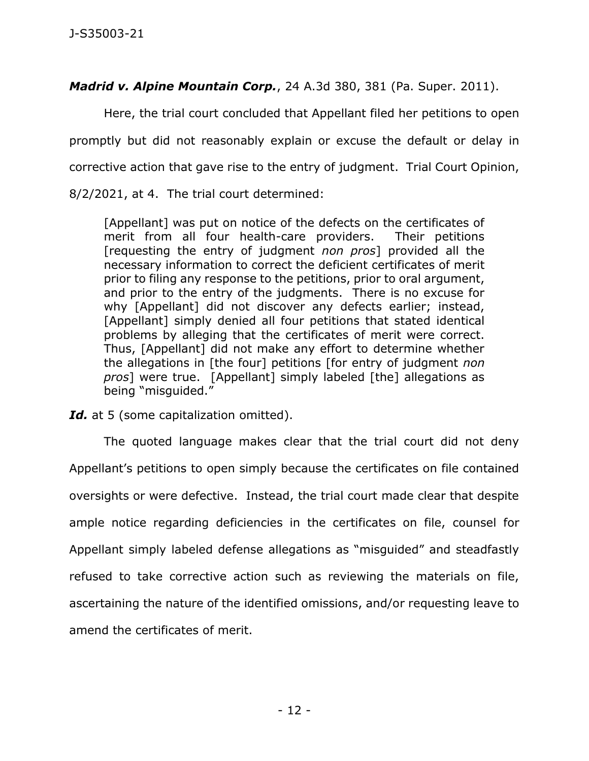***Madrid v. Alpine Mountain Corp.***, 24 A.3d 380, 381 (Pa. Super. 2011).

Here, the trial court concluded that Appellant filed her petitions to open promptly but did not reasonably explain or excuse the default or delay in corrective action that gave rise to the entry of judgment. Trial Court Opinion, 8/2/2021, at 4. The trial court determined:

> [Appellant] was put on notice of the defects on the certificates of merit from all four health-care providers. Their petitions [requesting the entry of judgment *non pros*] provided all the necessary information to correct the deficient certificates of merit prior to filing any response to the petitions, prior to oral argument, and prior to the entry of the judgments. There is no excuse for why [Appellant] did not discover any defects earlier; instead, [Appellant] simply denied all four petitions that stated identical problems by alleging that the certificates of merit were correct. Thus, [Appellant] did not make any effort to determine whether the allegations in [the four] petitions [for entry of judgment *non pros*] were true. [Appellant] simply labeled [the] allegations as being "misguided."

***Id.*** at 5 (some capitalization omitted).

The quoted language makes clear that the trial court did not deny Appellant's petitions to open simply because the certificates on file contained oversights or were defective. Instead, the trial court made clear that despite ample notice regarding deficiencies in the certificates on file, counsel for Appellant simply labeled defense allegations as "misguided" and steadfastly refused to take corrective action such as reviewing the materials on file, ascertaining the nature of the identified omissions, and/or requesting leave to amend the certificates of merit.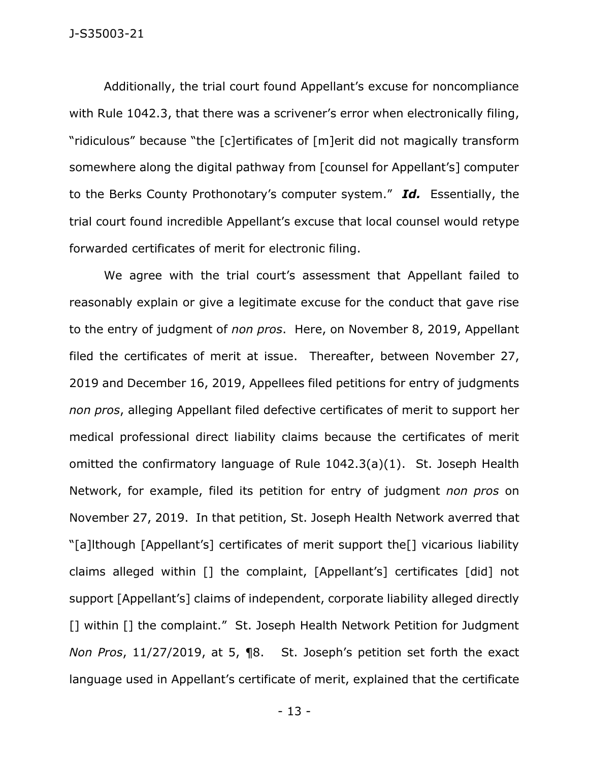Additionally, the trial court found Appellant's excuse for noncompliance with Rule 1042.3, that there was a scrivener's error when electronically filing, "ridiculous" because "the [c]ertificates of [m]erit did not magically transform somewhere along the digital pathway from [counsel for Appellant's] computer to the Berks County Prothonotary's computer system." ***Id.*** Essentially, the trial court found incredible Appellant's excuse that local counsel would retype forwarded certificates of merit for electronic filing.

We agree with the trial court's assessment that Appellant failed to reasonably explain or give a legitimate excuse for the conduct that gave rise to the entry of judgment of *non pros*. Here, on November 8, 2019, Appellant filed the certificates of merit at issue. Thereafter, between November 27, 2019 and December 16, 2019, Appellees filed petitions for entry of judgments *non pros*, alleging Appellant filed defective certificates of merit to support her medical professional direct liability claims because the certificates of merit omitted the confirmatory language of Rule 1042.3(a)(1). St. Joseph Health Network, for example, filed its petition for entry of judgment *non pros* on November 27, 2019. In that petition, St. Joseph Health Network averred that "[a]lthough [Appellant's] certificates of merit support the[] vicarious liability claims alleged within [] the complaint, [Appellant's] certificates [did] not support [Appellant's] claims of independent, corporate liability alleged directly [] within [] the complaint." St. Joseph Health Network Petition for Judgment *Non Pros*, 11/27/2019, at 5, ¶8. St. Joseph's petition set forth the exact language used in Appellant's certificate of merit, explained that the certificate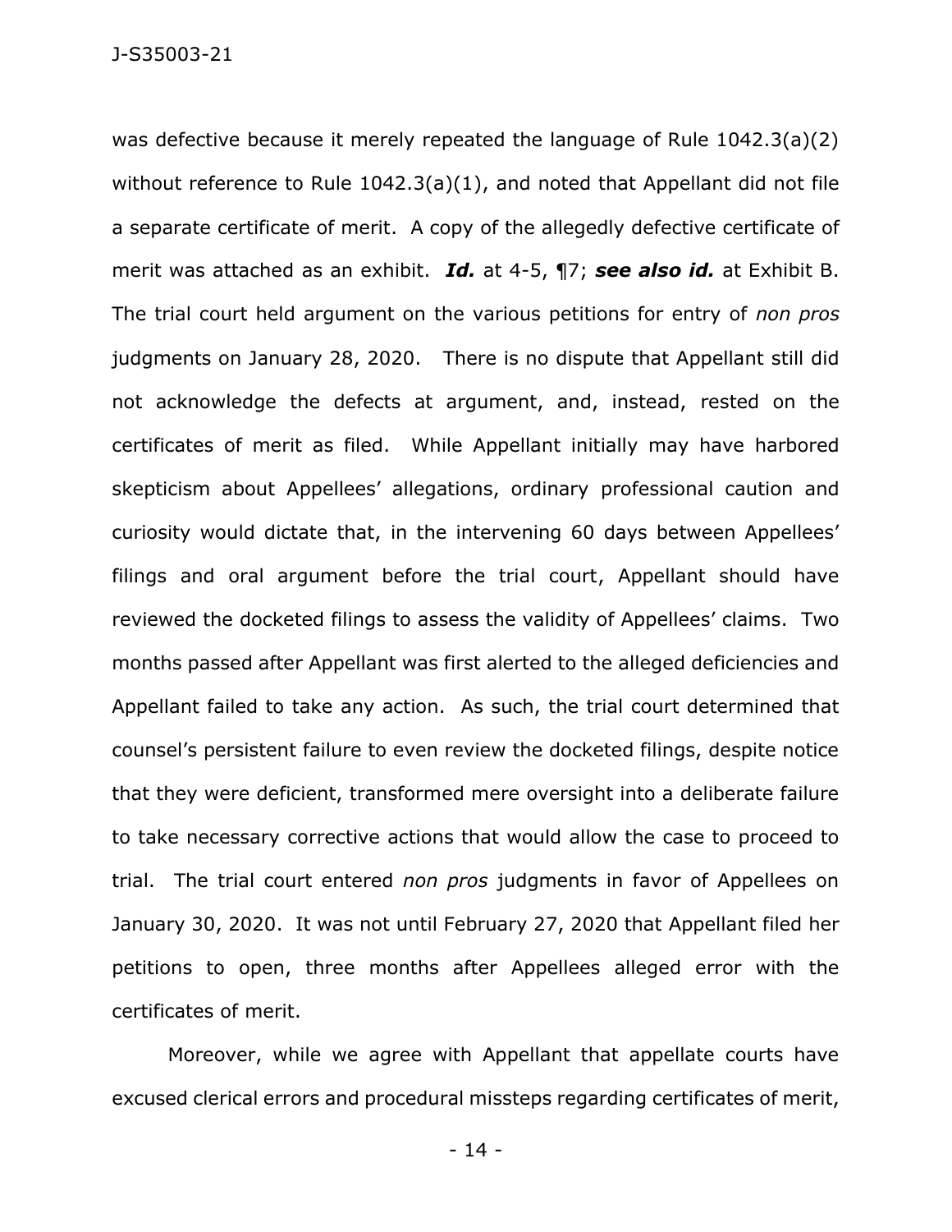was defective because it merely repeated the language of Rule 1042.3(a)(2) without reference to Rule 1042.3(a)(1), and noted that Appellant did not file a separate certificate of merit. A copy of the allegedly defective certificate of merit was attached as an exhibit. ***Id.*** at 4-5, ¶7; ***see also id.*** at Exhibit B. The trial court held argument on the various petitions for entry of *non pros* judgments on January 28, 2020. There is no dispute that Appellant still did not acknowledge the defects at argument, and, instead, rested on the certificates of merit as filed. While Appellant initially may have harbored skepticism about Appellees' allegations, ordinary professional caution and curiosity would dictate that, in the intervening 60 days between Appellees' filings and oral argument before the trial court, Appellant should have reviewed the docketed filings to assess the validity of Appellees' claims. Two months passed after Appellant was first alerted to the alleged deficiencies and Appellant failed to take any action. As such, the trial court determined that counsel's persistent failure to even review the docketed filings, despite notice that they were deficient, transformed mere oversight into a deliberate failure to take necessary corrective actions that would allow the case to proceed to trial. The trial court entered *non pros* judgments in favor of Appellees on January 30, 2020. It was not until February 27, 2020 that Appellant filed her petitions to open, three months after Appellees alleged error with the certificates of merit.

Moreover, while we agree with Appellant that appellate courts have excused clerical errors and procedural missteps regarding certificates of merit,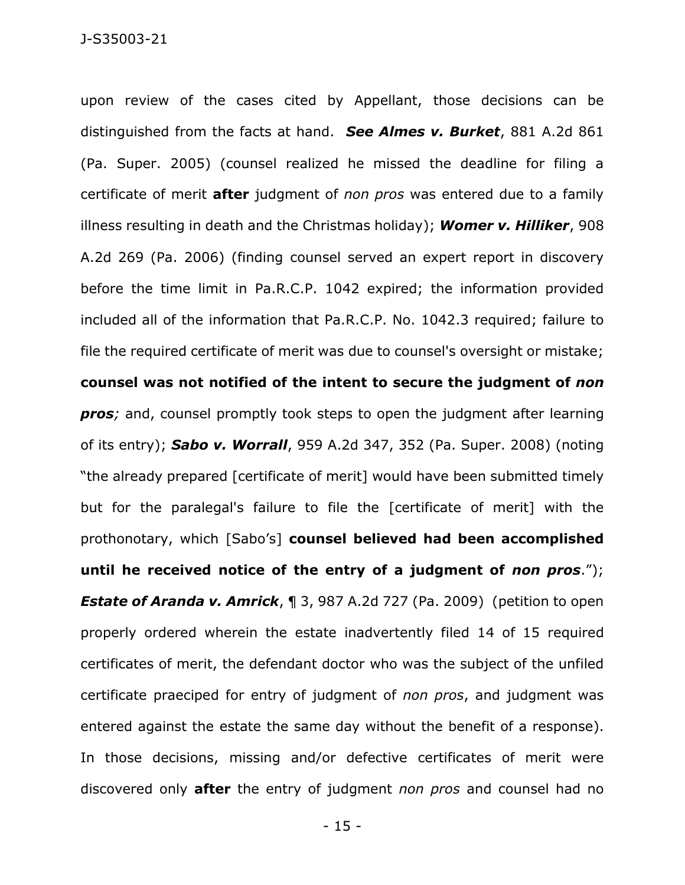upon review of the cases cited by Appellant, those decisions can be distinguished from the facts at hand. ***See Almes v. Burket***, 881 A.2d 861 (Pa. Super. 2005) (counsel realized he missed the deadline for filing a certificate of merit **after** judgment of *non pros* was entered due to a family illness resulting in death and the Christmas holiday); ***Womer v. Hilliker***, 908 A.2d 269 (Pa. 2006) (finding counsel served an expert report in discovery before the time limit in Pa.R.C.P. 1042 expired; the information provided included all of the information that Pa.R.C.P. No. 1042.3 required; failure to file the required certificate of merit was due to counsel's oversight or mistake; **counsel was not notified of the intent to secure the judgment of *non pros;*** and, counsel promptly took steps to open the judgment after learning of its entry); ***Sabo v. Worrall***, 959 A.2d 347, 352 (Pa. Super. 2008) (noting "the already prepared [certificate of merit] would have been submitted timely but for the paralegal's failure to file the [certificate of merit] with the prothonotary, which [Sabo's] **counsel believed had been accomplished until he received notice of the entry of a judgment of *non pros*.**"); ***Estate of Aranda v. Amrick***, ¶ 3, 987 A.2d 727 (Pa. 2009) (petition to open properly ordered wherein the estate inadvertently filed 14 of 15 required certificates of merit, the defendant doctor who was the subject of the unfiled certificate praeciped for entry of judgment of *non pros*, and judgment was entered against the estate the same day without the benefit of a response). In those decisions, missing and/or defective certificates of merit were discovered only **after** the entry of judgment *non pros* and counsel had no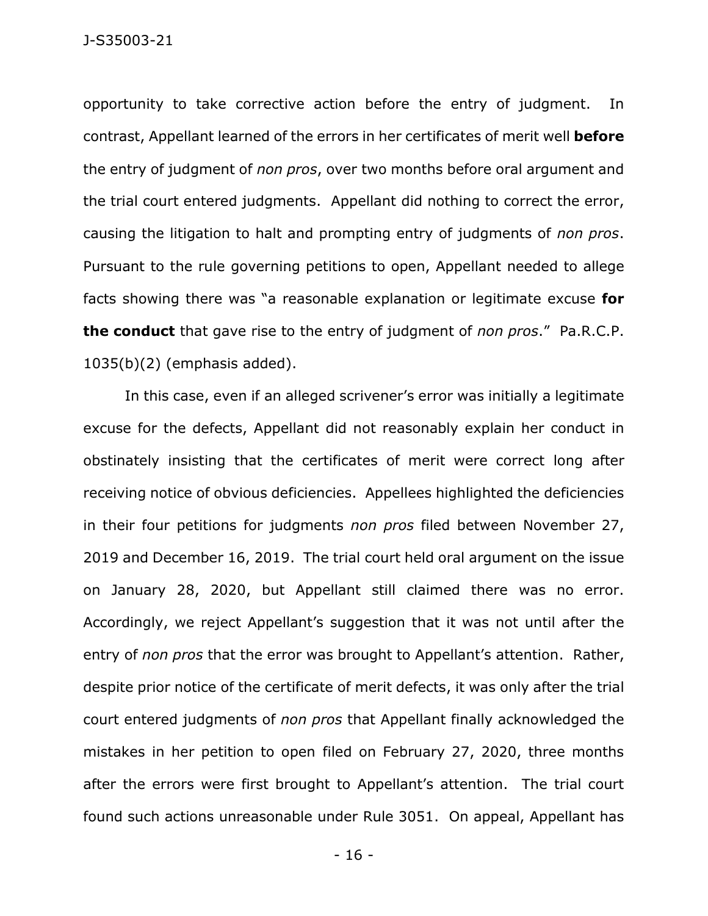opportunity to take corrective action before the entry of judgment. In contrast, Appellant learned of the errors in her certificates of merit well **before** the entry of judgment of *non pros*, over two months before oral argument and the trial court entered judgments. Appellant did nothing to correct the error, causing the litigation to halt and prompting entry of judgments of *non pros*. Pursuant to the rule governing petitions to open, Appellant needed to allege facts showing there was "a reasonable explanation or legitimate excuse **for the conduct** that gave rise to the entry of judgment of *non pros*." Pa.R.C.P. 1035(b)(2) (emphasis added).

In this case, even if an alleged scrivener's error was initially a legitimate excuse for the defects, Appellant did not reasonably explain her conduct in obstinately insisting that the certificates of merit were correct long after receiving notice of obvious deficiencies. Appellees highlighted the deficiencies in their four petitions for judgments *non pros* filed between November 27, 2019 and December 16, 2019. The trial court held oral argument on the issue on January 28, 2020, but Appellant still claimed there was no error. Accordingly, we reject Appellant's suggestion that it was not until after the entry of *non pros* that the error was brought to Appellant's attention. Rather, despite prior notice of the certificate of merit defects, it was only after the trial court entered judgments of *non pros* that Appellant finally acknowledged the mistakes in her petition to open filed on February 27, 2020, three months after the errors were first brought to Appellant's attention. The trial court found such actions unreasonable under Rule 3051. On appeal, Appellant has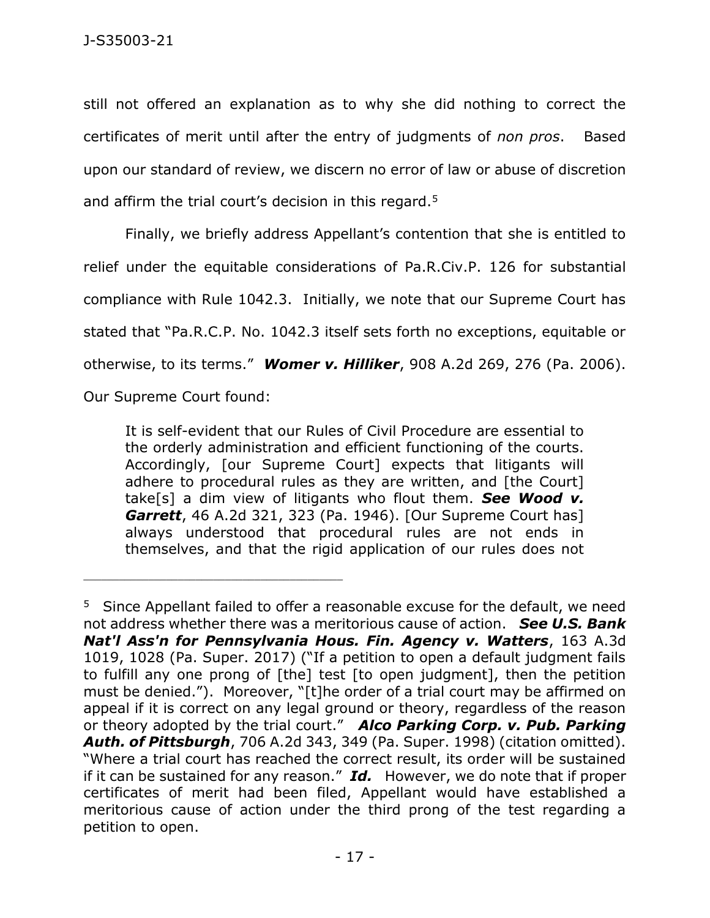still not offered an explanation as to why she did nothing to correct the certificates of merit until after the entry of judgments of *non pros*. Based upon our standard of review, we discern no error of law or abuse of discretion and affirm the trial court's decision in this regard.[5]

Finally, we briefly address Appellant's contention that she is entitled to relief under the equitable considerations of Pa.R.Civ.P. 126 for substantial compliance with Rule 1042.3. Initially, we note that our Supreme Court has stated that "Pa.R.C.P. No. 1042.3 itself sets forth no exceptions, equitable or otherwise, to its terms." ***Womer v. Hilliker***, 908 A.2d 269, 276 (Pa. 2006). Our Supreme Court found:

> It is self-evident that our Rules of Civil Procedure are essential to the orderly administration and efficient functioning of the courts. Accordingly, [our Supreme Court] expects that litigants will adhere to procedural rules as they are written, and [the Court] take[s] a dim view of litigants who flout them. ***See Wood v. Garrett***, 46 A.2d 321, 323 (Pa. 1946). [Our Supreme Court has] always understood that procedural rules are not ends in themselves, and that the rigid application of our rules does not

---

[5] Since Appellant failed to offer a reasonable excuse for the default, we need not address whether there was a meritorious cause of action. ***See U.S. Bank Nat'l Ass'n for Pennsylvania Hous. Fin. Agency v. Watters***, 163 A.3d 1019, 1028 (Pa. Super. 2017) ("If a petition to open a default judgment fails to fulfill any one prong of [the] test [to open judgment], then the petition must be denied."). Moreover, "[t]he order of a trial court may be affirmed on appeal if it is correct on any legal ground or theory, regardless of the reason or theory adopted by the trial court." ***Alco Parking Corp. v. Pub. Parking Auth. of Pittsburgh***, 706 A.2d 343, 349 (Pa. Super. 1998) (citation omitted). "Where a trial court has reached the correct result, its order will be sustained if it can be sustained for any reason." ***Id.*** However, we do note that if proper certificates of merit had been filed, Appellant would have established a meritorious cause of action under the third prong of the test regarding a petition to open.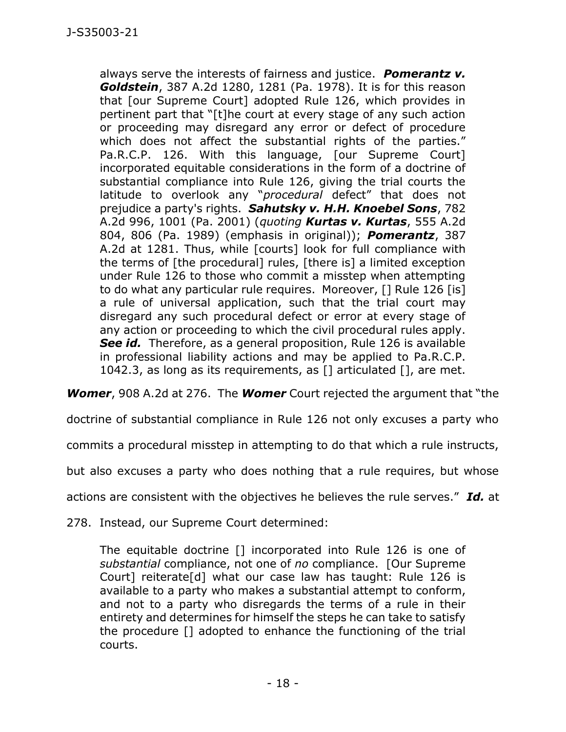> always serve the interests of fairness and justice. ***Pomerantz v. Goldstein***, 387 A.2d 1280, 1281 (Pa. 1978). It is for this reason that [our Supreme Court] adopted Rule 126, which provides in pertinent part that "[t]he court at every stage of any such action or proceeding may disregard any error or defect of procedure which does not affect the substantial rights of the parties." Pa.R.C.P. 126. With this language, [our Supreme Court] incorporated equitable considerations in the form of a doctrine of substantial compliance into Rule 126, giving the trial courts the latitude to overlook any "*procedural* defect" that does not prejudice a party's rights. ***Sahutsky v. H.H. Knoebel Sons***, 782 A.2d 996, 1001 (Pa. 2001) (*quoting* ***Kurtas v. Kurtas***, 555 A.2d 804, 806 (Pa. 1989) (emphasis in original)); ***Pomerantz***, 387 A.2d at 1281. Thus, while [courts] look for full compliance with the terms of [the procedural] rules, [there is] a limited exception under Rule 126 to those who commit a misstep when attempting to do what any particular rule requires. Moreover, [] Rule 126 [is] a rule of universal application, such that the trial court may disregard any such procedural defect or error at every stage of any action or proceeding to which the civil procedural rules apply. ***See id.*** Therefore, as a general proposition, Rule 126 is available in professional liability actions and may be applied to Pa.R.C.P. 1042.3, as long as its requirements, as [] articulated [], are met.

***Womer***, 908 A.2d at 276. The ***Womer*** Court rejected the argument that "the doctrine of substantial compliance in Rule 126 not only excuses a party who commits a procedural misstep in attempting to do that which a rule instructs, but also excuses a party who does nothing that a rule requires, but whose actions are consistent with the objectives he believes the rule serves." ***Id.*** at 278. Instead, our Supreme Court determined:

> The equitable doctrine [] incorporated into Rule 126 is one of *substantial* compliance, not one of *no* compliance. [Our Supreme Court] reiterate[d] what our case law has taught: Rule 126 is available to a party who makes a substantial attempt to conform, and not to a party who disregards the terms of a rule in their entirety and determines for himself the steps he can take to satisfy the procedure [] adopted to enhance the functioning of the trial courts.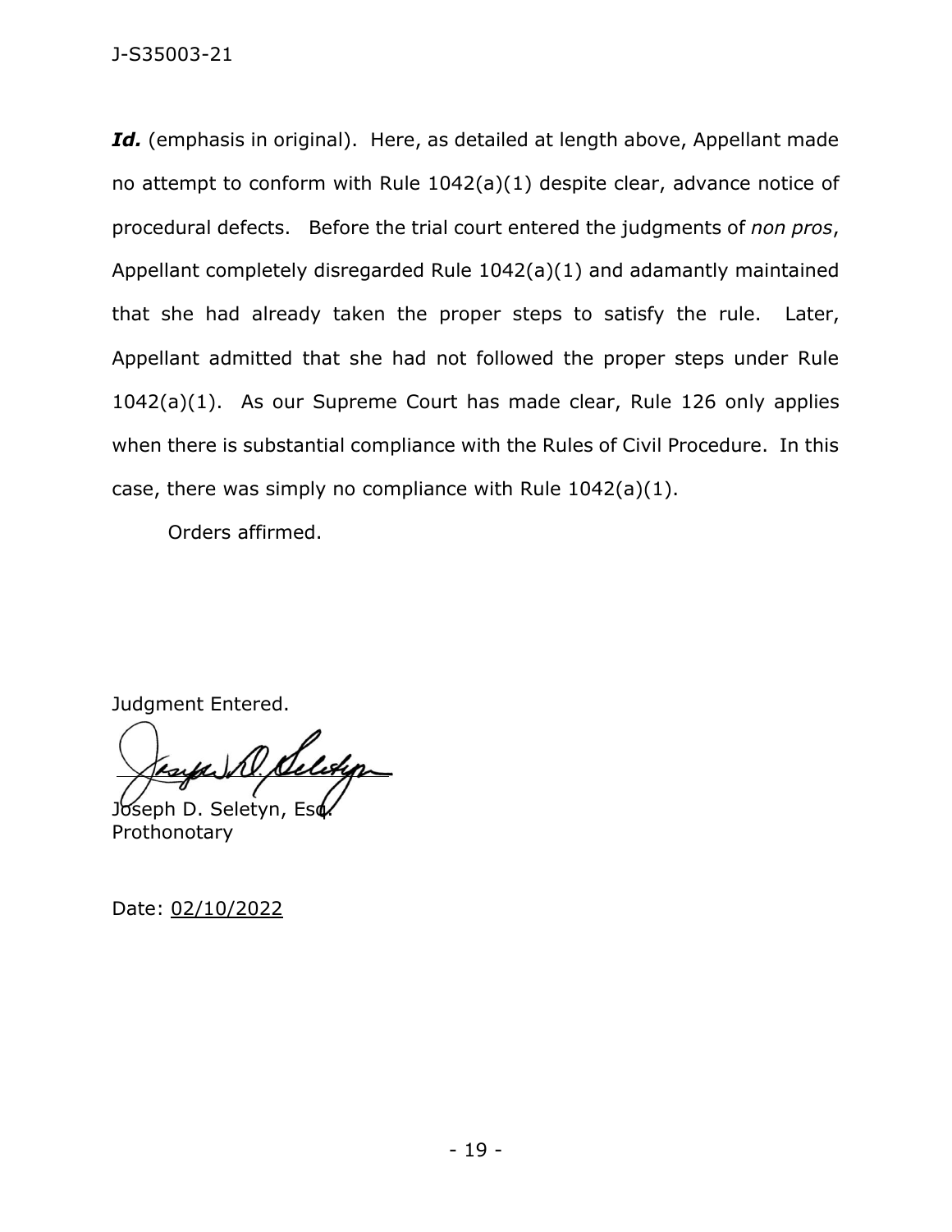***Id.*** (emphasis in original). Here, as detailed at length above, Appellant made no attempt to conform with Rule 1042(a)(1) despite clear, advance notice of procedural defects. Before the trial court entered the judgments of *non pros*, Appellant completely disregarded Rule 1042(a)(1) and adamantly maintained that she had already taken the proper steps to satisfy the rule. Later, Appellant admitted that she had not followed the proper steps under Rule 1042(a)(1). As our Supreme Court has made clear, Rule 126 only applies when there is substantial compliance with the Rules of Civil Procedure. In this case, there was simply no compliance with Rule 1042(a)(1).

Orders affirmed.

Judgment Entered.

Joseph D. Seletyn, Esq.
Prothonotary

Date: 02/10/2022